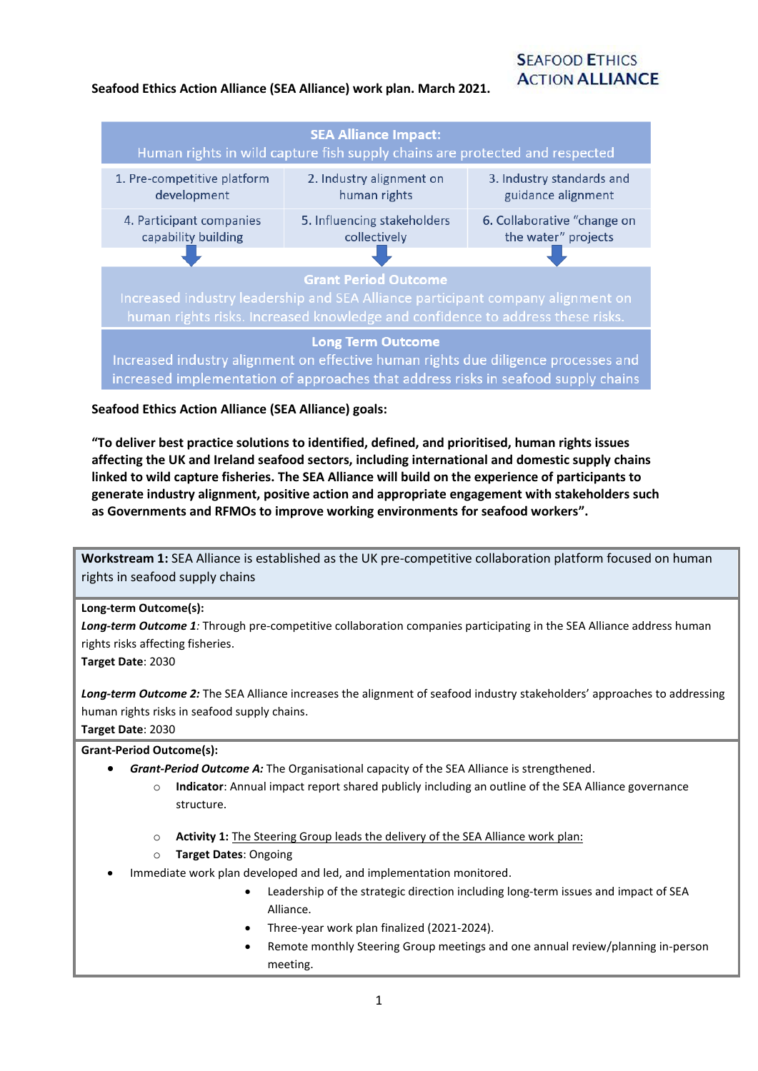**Seafood Ethics Action Alliance (SEA Alliance) work plan. March 2021.**

SEAFOOD ETHICS ACTION ALLIANCE

| **SEA Alliance Impact:** Human rights in wild capture fish supply chains are protected and respected | | |
|---|---|---|
| 1. Pre-competitive platform development | 2. Industry alignment on human rights | 3. Industry standards and guidance alignment |
| 4. Participant companies capability building | 5. Influencing stakeholders collectively | 6. Collaborative "change on the water" projects |

**Grant Period Outcome**
Increased industry leadership and SEA Alliance participant company alignment on human rights risks. Increased knowledge and confidence to address these risks.

**Long Term Outcome**
Increased industry alignment on effective human rights due diligence processes and increased implementation of approaches that address risks in seafood supply chains

**Seafood Ethics Action Alliance (SEA Alliance) goals:**

**"To deliver best practice solutions to identified, defined, and prioritised, human rights issues affecting the UK and Ireland seafood sectors, including international and domestic supply chains linked to wild capture fisheries. The SEA Alliance will build on the experience of participants to generate industry alignment, positive action and appropriate engagement with stakeholders such as Governments and RFMOs to improve working environments for seafood workers".**

**Workstream 1:** SEA Alliance is established as the UK pre-competitive collaboration platform focused on human rights in seafood supply chains

**Long-term Outcome(s):**

***Long-term Outcome 1**:* Through pre-competitive collaboration companies participating in the SEA Alliance address human rights risks affecting fisheries.
**Target Date**: 2030

***Long-term Outcome 2:*** The SEA Alliance increases the alignment of seafood industry stakeholders' approaches to addressing human rights risks in seafood supply chains.
**Target Date**: 2030

**Grant-Period Outcome(s):**

- ***Grant-Period Outcome A:*** The Organisational capacity of the SEA Alliance is strengthened.
  - **Indicator**: Annual impact report shared publicly including an outline of the SEA Alliance governance structure.
  - **Activity 1:** The Steering Group leads the delivery of the SEA Alliance work plan:
  - **Target Dates**: Ongoing
- Immediate work plan developed and led, and implementation monitored.
  - Leadership of the strategic direction including long-term issues and impact of SEA Alliance.
  - Three-year work plan finalized (2021-2024).
  - Remote monthly Steering Group meetings and one annual review/planning in-person meeting.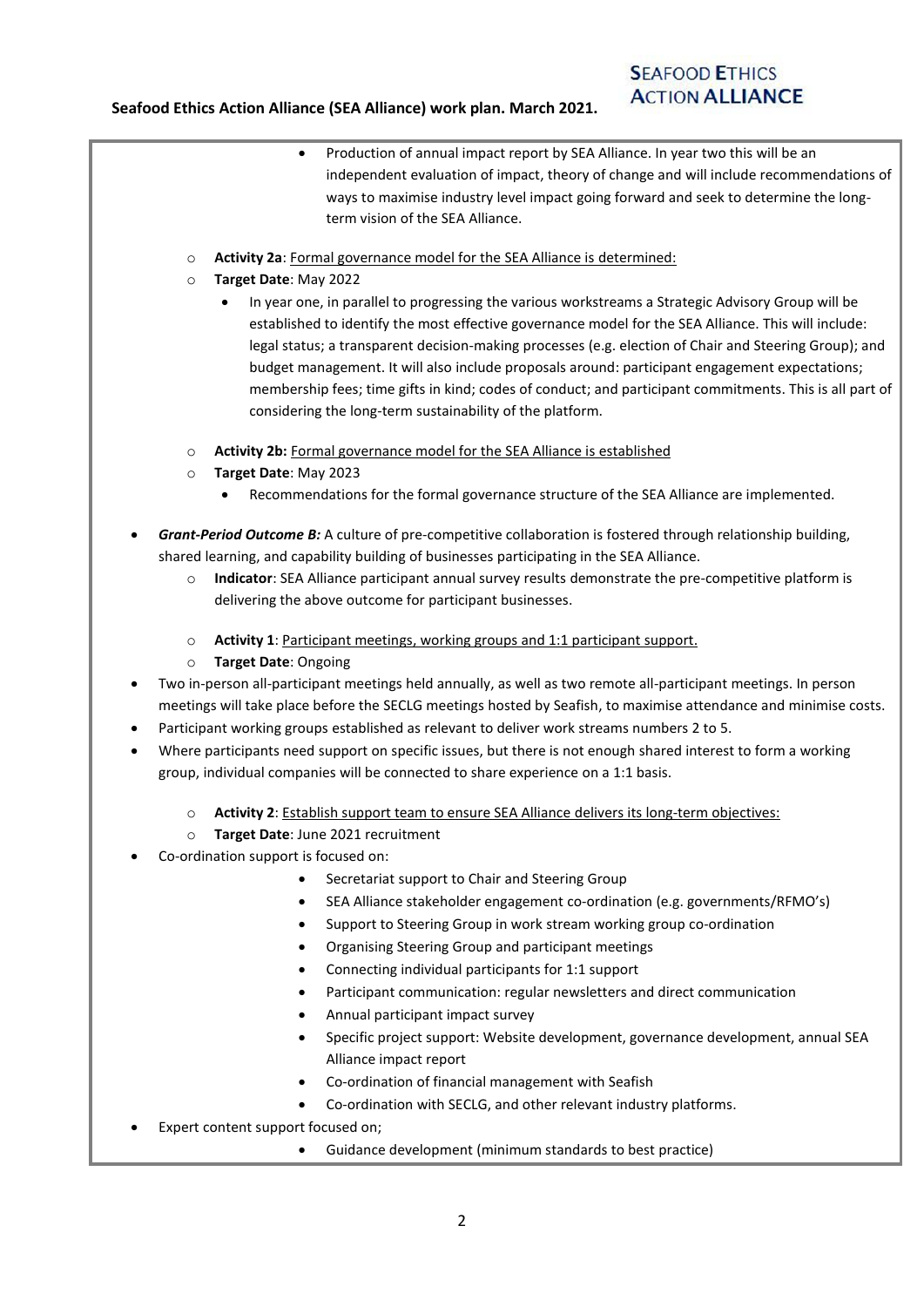- Production of annual impact report by SEA Alliance. In year two this will be an independent evaluation of impact, theory of change and will include recommendations of ways to maximise industry level impact going forward and seek to determine the long-term vision of the SEA Alliance.

  - **Activity 2a**: Formal governance model for the SEA Alliance is determined:
  - **Target Date**: May 2022
    - In year one, in parallel to progressing the various workstreams a Strategic Advisory Group will be established to identify the most effective governance model for the SEA Alliance. This will include: legal status; a transparent decision-making processes (e.g. election of Chair and Steering Group); and budget management. It will also include proposals around: participant engagement expectations; membership fees; time gifts in kind; codes of conduct; and participant commitments. This is all part of considering the long-term sustainability of the platform.

  - **Activity 2b:** Formal governance model for the SEA Alliance is established
  - **Target Date**: May 2023
    - Recommendations for the formal governance structure of the SEA Alliance are implemented.

- ***Grant-Period Outcome B:*** A culture of pre-competitive collaboration is fostered through relationship building, shared learning, and capability building of businesses participating in the SEA Alliance.
  - **Indicator**: SEA Alliance participant annual survey results demonstrate the pre-competitive platform is delivering the above outcome for participant businesses.

  - **Activity 1**: Participant meetings, working groups and 1:1 participant support.
  - **Target Date**: Ongoing
- Two in-person all-participant meetings held annually, as well as two remote all-participant meetings. In person meetings will take place before the SECLG meetings hosted by Seafish, to maximise attendance and minimise costs.
- Participant working groups established as relevant to deliver work streams numbers 2 to 5.
- Where participants need support on specific issues, but there is not enough shared interest to form a working group, individual companies will be connected to share experience on a 1:1 basis.

  - **Activity 2**: Establish support team to ensure SEA Alliance delivers its long-term objectives:
  - **Target Date**: June 2021 recruitment
- Co-ordination support is focused on:
  - Secretariat support to Chair and Steering Group
  - SEA Alliance stakeholder engagement co-ordination (e.g. governments/RFMO's)
  - Support to Steering Group in work stream working group co-ordination
  - Organising Steering Group and participant meetings
  - Connecting individual participants for 1:1 support
  - Participant communication: regular newsletters and direct communication
  - Annual participant impact survey
  - Specific project support: Website development, governance development, annual SEA Alliance impact report
  - Co-ordination of financial management with Seafish
  - Co-ordination with SECLG, and other relevant industry platforms.
- Expert content support focused on;
  - Guidance development (minimum standards to best practice)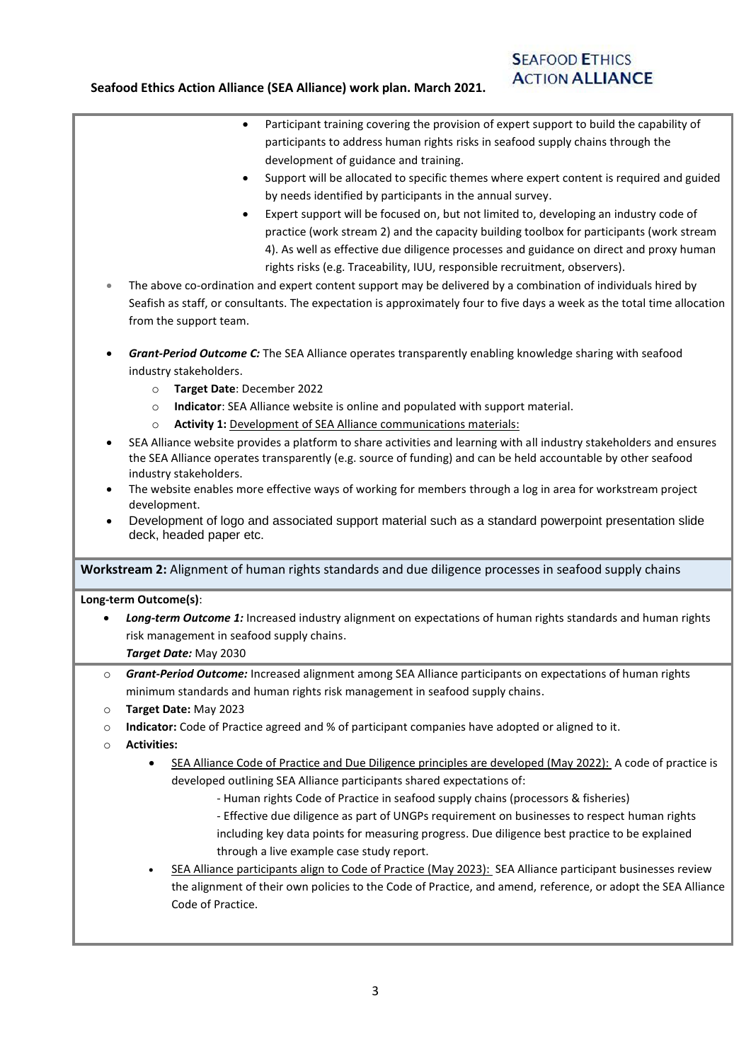- Participant training covering the provision of expert support to build the capability of participants to address human rights risks in seafood supply chains through the development of guidance and training.
- Support will be allocated to specific themes where expert content is required and guided by needs identified by participants in the annual survey.
- Expert support will be focused on, but not limited to, developing an industry code of practice (work stream 2) and the capacity building toolbox for participants (work stream 4). As well as effective due diligence processes and guidance on direct and proxy human rights risks (e.g. Traceability, IUU, responsible recruitment, observers).

- The above co-ordination and expert content support may be delivered by a combination of individuals hired by Seafish as staff, or consultants. The expectation is approximately four to five days a week as the total time allocation from the support team.

- ***Grant-Period Outcome C:*** The SEA Alliance operates transparently enabling knowledge sharing with seafood industry stakeholders.
  - **Target Date**: December 2022
  - **Indicator**: SEA Alliance website is online and populated with support material.
  - **Activity 1:** Development of SEA Alliance communications materials:
- SEA Alliance website provides a platform to share activities and learning with all industry stakeholders and ensures the SEA Alliance operates transparently (e.g. source of funding) and can be held accountable by other seafood industry stakeholders.
- The website enables more effective ways of working for members through a log in area for workstream project development.
- Development of logo and associated support material such as a standard powerpoint presentation slide deck, headed paper etc.

## **Workstream 2:** Alignment of human rights standards and due diligence processes in seafood supply chains

**Long-term Outcome(s)**:

- ***Long-term Outcome 1:*** Increased industry alignment on expectations of human rights standards and human rights risk management in seafood supply chains.
  ***Target Date:*** May 2030

  - ***Grant-Period Outcome:*** Increased alignment among SEA Alliance participants on expectations of human rights minimum standards and human rights risk management in seafood supply chains.
  - **Target Date:** May 2023
  - **Indicator:** Code of Practice agreed and % of participant companies have adopted or aligned to it.
  - **Activities:**
    - SEA Alliance Code of Practice and Due Diligence principles are developed (May 2022): A code of practice is developed outlining SEA Alliance participants shared expectations of:
      - Human rights Code of Practice in seafood supply chains (processors & fisheries)
      - Effective due diligence as part of UNGPs requirement on businesses to respect human rights including key data points for measuring progress. Due diligence best practice to be explained through a live example case study report.
    - SEA Alliance participants align to Code of Practice (May 2023): SEA Alliance participant businesses review the alignment of their own policies to the Code of Practice, and amend, reference, or adopt the SEA Alliance Code of Practice.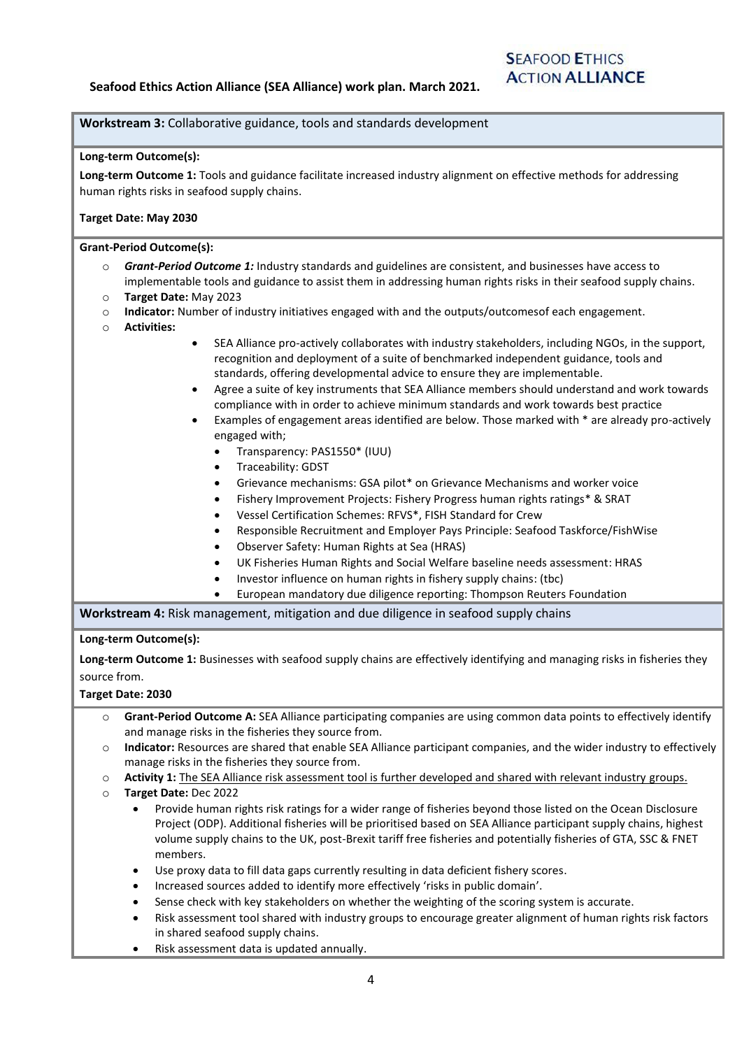**Seafood Ethics Action Alliance (SEA Alliance) work plan. March 2021.**

SEAFOOD ETHICS ACTION ALLIANCE

## Workstream 3: Collaborative guidance, tools and standards development

**Long-term Outcome(s):**

**Long-term Outcome 1:** Tools and guidance facilitate increased industry alignment on effective methods for addressing human rights risks in seafood supply chains.

**Target Date: May 2030**

**Grant-Period Outcome(s):**

- ***Grant-Period Outcome 1:*** Industry standards and guidelines are consistent, and businesses have access to implementable tools and guidance to assist them in addressing human rights risks in their seafood supply chains.
- **Target Date:** May 2023
- **Indicator:** Number of industry initiatives engaged with and the outputs/outcomesof each engagement.
- **Activities:**
  - SEA Alliance pro-actively collaborates with industry stakeholders, including NGOs, in the support, recognition and deployment of a suite of benchmarked independent guidance, tools and standards, offering developmental advice to ensure they are implementable.
  - Agree a suite of key instruments that SEA Alliance members should understand and work towards compliance with in order to achieve minimum standards and work towards best practice
  - Examples of engagement areas identified are below. Those marked with * are already pro-actively engaged with;
    - Transparency: PAS1550* (IUU)
    - Traceability: GDST
    - Grievance mechanisms: GSA pilot* on Grievance Mechanisms and worker voice
    - Fishery Improvement Projects: Fishery Progress human rights ratings* & SRAT
    - Vessel Certification Schemes: RFVS*, FISH Standard for Crew
    - Responsible Recruitment and Employer Pays Principle: Seafood Taskforce/FishWise
    - Observer Safety: Human Rights at Sea (HRAS)
    - UK Fisheries Human Rights and Social Welfare baseline needs assessment: HRAS
    - Investor influence on human rights in fishery supply chains: (tbc)
    - European mandatory due diligence reporting: Thompson Reuters Foundation

## Workstream 4: Risk management, mitigation and due diligence in seafood supply chains

**Long-term Outcome(s):**

**Long-term Outcome 1:** Businesses with seafood supply chains are effectively identifying and managing risks in fisheries they source from.

**Target Date: 2030**

- **Grant-Period Outcome A:** SEA Alliance participating companies are using common data points to effectively identify and manage risks in the fisheries they source from.
- **Indicator:** Resources are shared that enable SEA Alliance participant companies, and the wider industry to effectively manage risks in the fisheries they source from.
- **Activity 1:** The SEA Alliance risk assessment tool is further developed and shared with relevant industry groups.
- **Target Date:** Dec 2022
  - Provide human rights risk ratings for a wider range of fisheries beyond those listed on the Ocean Disclosure Project (ODP). Additional fisheries will be prioritised based on SEA Alliance participant supply chains, highest volume supply chains to the UK, post-Brexit tariff free fisheries and potentially fisheries of GTA, SSC & FNET members.
  - Use proxy data to fill data gaps currently resulting in data deficient fishery scores.
  - Increased sources added to identify more effectively 'risks in public domain'.
  - Sense check with key stakeholders on whether the weighting of the scoring system is accurate.
  - Risk assessment tool shared with industry groups to encourage greater alignment of human rights risk factors in shared seafood supply chains.
  - Risk assessment data is updated annually.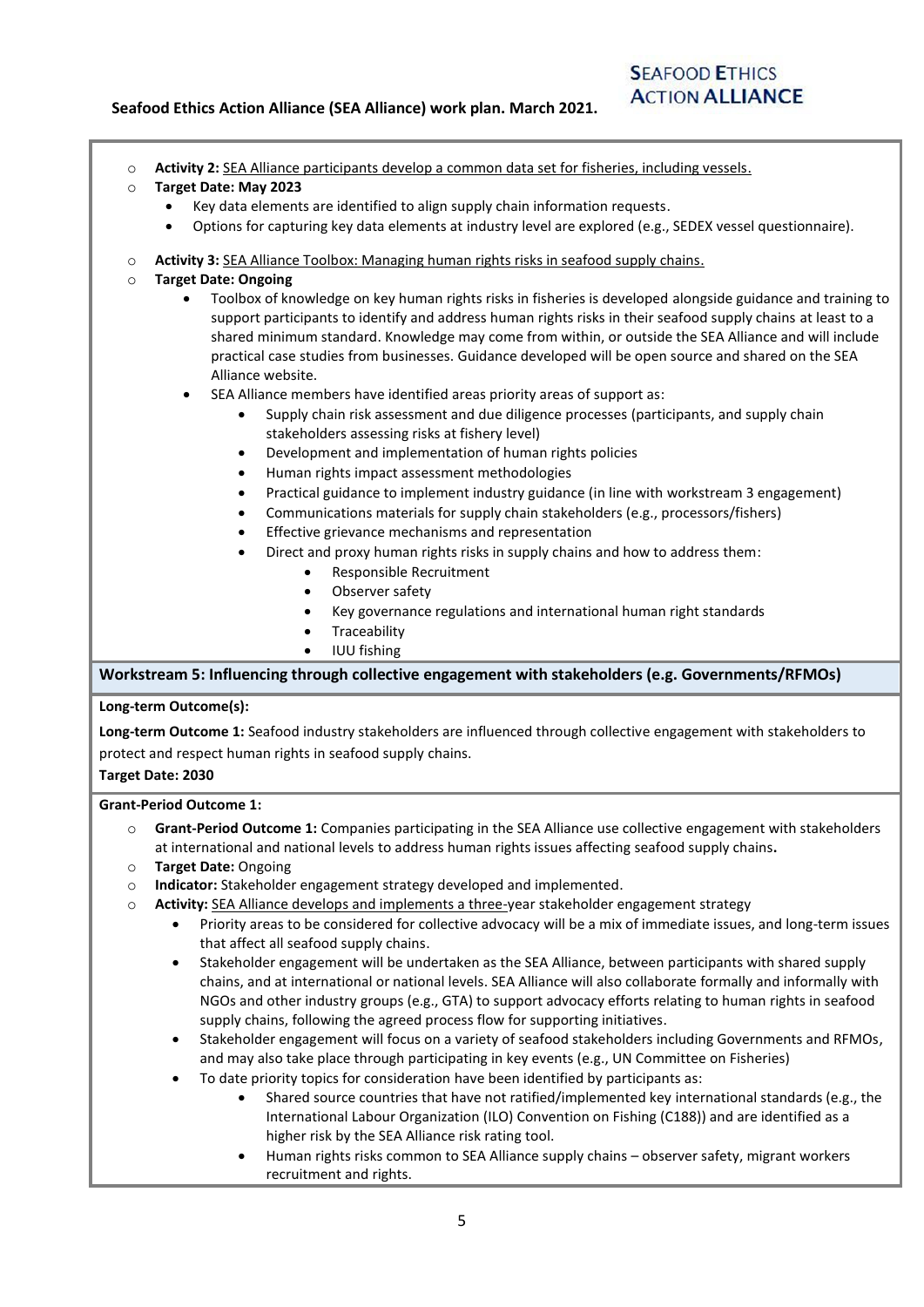- **Activity 2:** SEA Alliance participants develop a common data set for fisheries, including vessels.
- **Target Date: May 2023**
    - Key data elements are identified to align supply chain information requests.
    - Options for capturing key data elements at industry level are explored (e.g., SEDEX vessel questionnaire).

- **Activity 3:** SEA Alliance Toolbox: Managing human rights risks in seafood supply chains.
- **Target Date: Ongoing**
    - Toolbox of knowledge on key human rights risks in fisheries is developed alongside guidance and training to support participants to identify and address human rights risks in their seafood supply chains at least to a shared minimum standard. Knowledge may come from within, or outside the SEA Alliance and will include practical case studies from businesses. Guidance developed will be open source and shared on the SEA Alliance website.
    - SEA Alliance members have identified areas priority areas of support as:
        - Supply chain risk assessment and due diligence processes (participants, and supply chain stakeholders assessing risks at fishery level)
        - Development and implementation of human rights policies
        - Human rights impact assessment methodologies
        - Practical guidance to implement industry guidance (in line with workstream 3 engagement)
        - Communications materials for supply chain stakeholders (e.g., processors/fishers)
        - Effective grievance mechanisms and representation
        - Direct and proxy human rights risks in supply chains and how to address them:
            - Responsible Recruitment
            - Observer safety
            - Key governance regulations and international human right standards
            - Traceability
            - IUU fishing

## Workstream 5: Influencing through collective engagement with stakeholders (e.g. Governments/RFMOs)

**Long-term Outcome(s):**

**Long-term Outcome 1:** Seafood industry stakeholders are influenced through collective engagement with stakeholders to protect and respect human rights in seafood supply chains.

**Target Date: 2030**

**Grant-Period Outcome 1:**

- **Grant-Period Outcome 1:** Companies participating in the SEA Alliance use collective engagement with stakeholders at international and national levels to address human rights issues affecting seafood supply chains**.**
- **Target Date:** Ongoing
- **Indicator:** Stakeholder engagement strategy developed and implemented.
- **Activity:** SEA Alliance develops and implements a three-year stakeholder engagement strategy
    - Priority areas to be considered for collective advocacy will be a mix of immediate issues, and long-term issues that affect all seafood supply chains.
    - Stakeholder engagement will be undertaken as the SEA Alliance, between participants with shared supply chains, and at international or national levels. SEA Alliance will also collaborate formally and informally with NGOs and other industry groups (e.g., GTA) to support advocacy efforts relating to human rights in seafood supply chains, following the agreed process flow for supporting initiatives.
    - Stakeholder engagement will focus on a variety of seafood stakeholders including Governments and RFMOs, and may also take place through participating in key events (e.g., UN Committee on Fisheries)
    - To date priority topics for consideration have been identified by participants as:
        - Shared source countries that have not ratified/implemented key international standards (e.g., the International Labour Organization (ILO) Convention on Fishing (C188)) and are identified as a higher risk by the SEA Alliance risk rating tool.
        - Human rights risks common to SEA Alliance supply chains – observer safety, migrant workers recruitment and rights.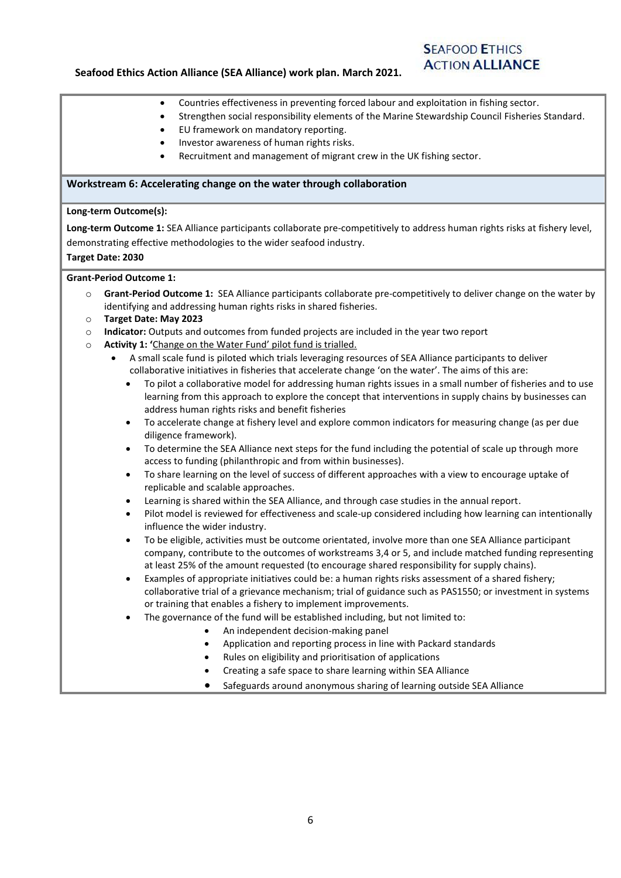- Countries effectiveness in preventing forced labour and exploitation in fishing sector.
- Strengthen social responsibility elements of the Marine Stewardship Council Fisheries Standard.
- EU framework on mandatory reporting.
- Investor awareness of human rights risks.
- Recruitment and management of migrant crew in the UK fishing sector.

## Workstream 6: Accelerating change on the water through collaboration

**Long-term Outcome(s):**

**Long-term Outcome 1:** SEA Alliance participants collaborate pre-competitively to address human rights risks at fishery level, demonstrating effective methodologies to the wider seafood industry.

**Target Date: 2030**

**Grant-Period Outcome 1:**

- **Grant-Period Outcome 1:** SEA Alliance participants collaborate pre-competitively to deliver change on the water by identifying and addressing human rights risks in shared fisheries.
- **Target Date: May 2023**
- **Indicator:** Outputs and outcomes from funded projects are included in the year two report
- **Activity 1:** '<u>Change on the Water Fund' pilot fund is trialled.</u>
  - A small scale fund is piloted which trials leveraging resources of SEA Alliance participants to deliver collaborative initiatives in fisheries that accelerate change 'on the water'. The aims of this are:
    - To pilot a collaborative model for addressing human rights issues in a small number of fisheries and to use learning from this approach to explore the concept that interventions in supply chains by businesses can address human rights risks and benefit fisheries
    - To accelerate change at fishery level and explore common indicators for measuring change (as per due diligence framework).
    - To determine the SEA Alliance next steps for the fund including the potential of scale up through more access to funding (philanthropic and from within businesses).
    - To share learning on the level of success of different approaches with a view to encourage uptake of replicable and scalable approaches.
    - Learning is shared within the SEA Alliance, and through case studies in the annual report.
    - Pilot model is reviewed for effectiveness and scale-up considered including how learning can intentionally influence the wider industry.
    - To be eligible, activities must be outcome orientated, involve more than one SEA Alliance participant company, contribute to the outcomes of workstreams 3,4 or 5, and include matched funding representing at least 25% of the amount requested (to encourage shared responsibility for supply chains).
    - Examples of appropriate initiatives could be: a human rights risks assessment of a shared fishery; collaborative trial of a grievance mechanism; trial of guidance such as PAS1550; or investment in systems or training that enables a fishery to implement improvements.
    - The governance of the fund will be established including, but not limited to:
      - An independent decision-making panel
      - Application and reporting process in line with Packard standards
      - Rules on eligibility and prioritisation of applications
      - Creating a safe space to share learning within SEA Alliance
      - Safeguards around anonymous sharing of learning outside SEA Alliance